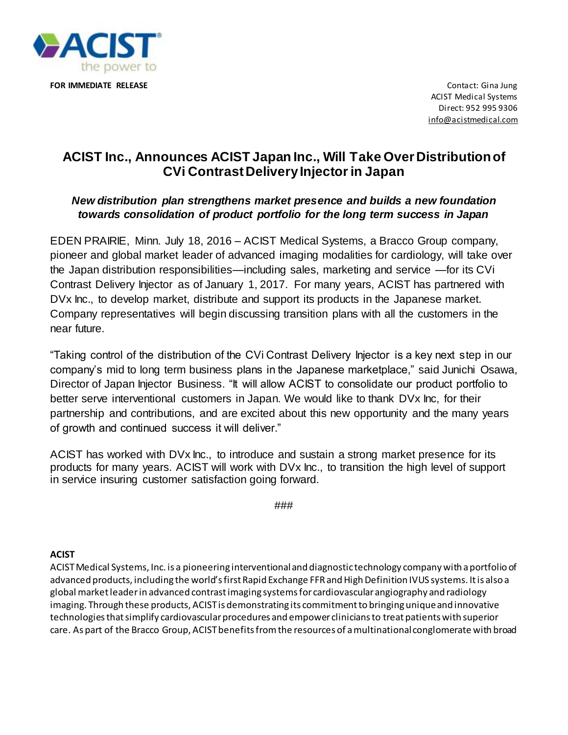ACIST
the power to

**FOR IMMEDIATE RELEASE**

Contact: Gina Jung
ACIST Medical Systems
Direct: 952 995 9306
info@acistmedical.com

# ACIST Inc., Announces ACIST Japan Inc., Will Take Over Distribution of CVi Contrast Delivery Injector in Japan

***New distribution plan strengthens market presence and builds a new foundation towards consolidation of product portfolio for the long term success in Japan***

EDEN PRAIRIE, Minn. July 18, 2016 – ACIST Medical Systems, a Bracco Group company, pioneer and global market leader of advanced imaging modalities for cardiology, will take over the Japan distribution responsibilities—including sales, marketing and service —for its CVi Contrast Delivery Injector as of January 1, 2017. For many years, ACIST has partnered with DVx Inc., to develop market, distribute and support its products in the Japanese market. Company representatives will begin discussing transition plans with all the customers in the near future.

"Taking control of the distribution of the CVi Contrast Delivery Injector is a key next step in our company's mid to long term business plans in the Japanese marketplace," said Junichi Osawa, Director of Japan Injector Business. "It will allow ACIST to consolidate our product portfolio to better serve interventional customers in Japan. We would like to thank DVx Inc, for their partnership and contributions, and are excited about this new opportunity and the many years of growth and continued success it will deliver."

ACIST has worked with DVx Inc., to introduce and sustain a strong market presence for its products for many years. ACIST will work with DVx Inc., to transition the high level of support in service insuring customer satisfaction going forward.

###

**ACIST**

ACIST Medical Systems, Inc. is a pioneering interventional and diagnostic technology company with a portfolio of advanced products, including the world's first Rapid Exchange FFR and High Definition IVUS systems. It is also a global market leader in advanced contrast imaging systems for cardiovascular angiography and radiology imaging. Through these products, ACIST is demonstrating its commitment to bringing unique and innovative technologies that simplify cardiovascular procedures and empower clinicians to treat patients with superior care. As part of the Bracco Group, ACIST benefits from the resources of a multinational conglomerate with broad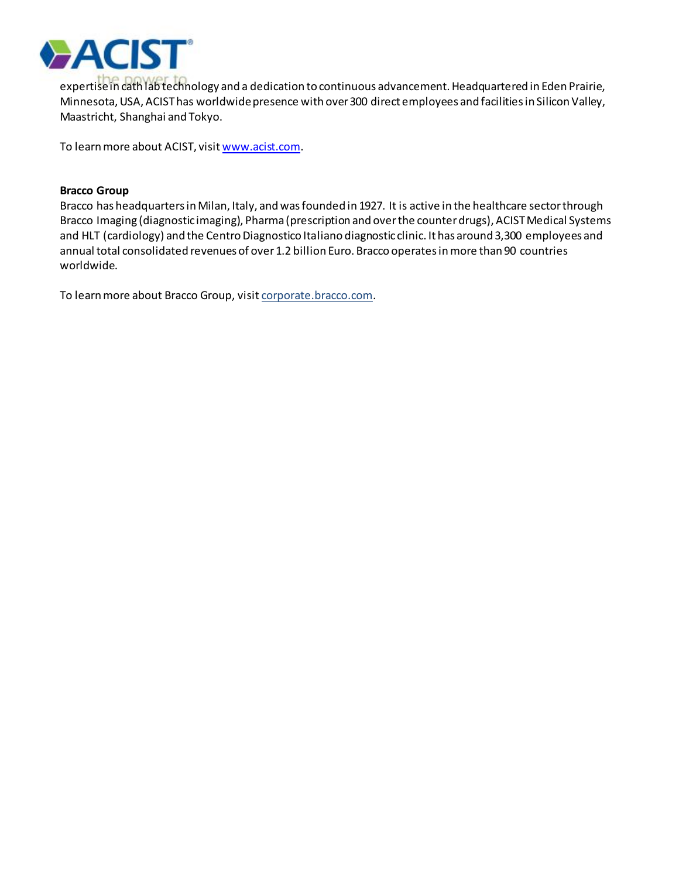expertise in cath lab technology and a dedication to continuous advancement. Headquartered in Eden Prairie, Minnesota, USA, ACIST has worldwide presence with over 300 direct employees and facilities in Silicon Valley, Maastricht, Shanghai and Tokyo.

To learn more about ACIST, visit [www.acist.com](http://www.acist.com).

**Bracco Group**

Bracco has headquarters in Milan, Italy, and was founded in 1927. It is active in the healthcare sector through Bracco Imaging (diagnostic imaging), Pharma (prescription and over the counter drugs), ACIST Medical Systems and HLT (cardiology) and the Centro Diagnostico Italiano diagnostic clinic. It has around 3,300 employees and annual total consolidated revenues of over 1.2 billion Euro. Bracco operates in more than 90 countries worldwide.

To learn more about Bracco Group, visit [corporate.bracco.com](http://corporate.bracco.com).